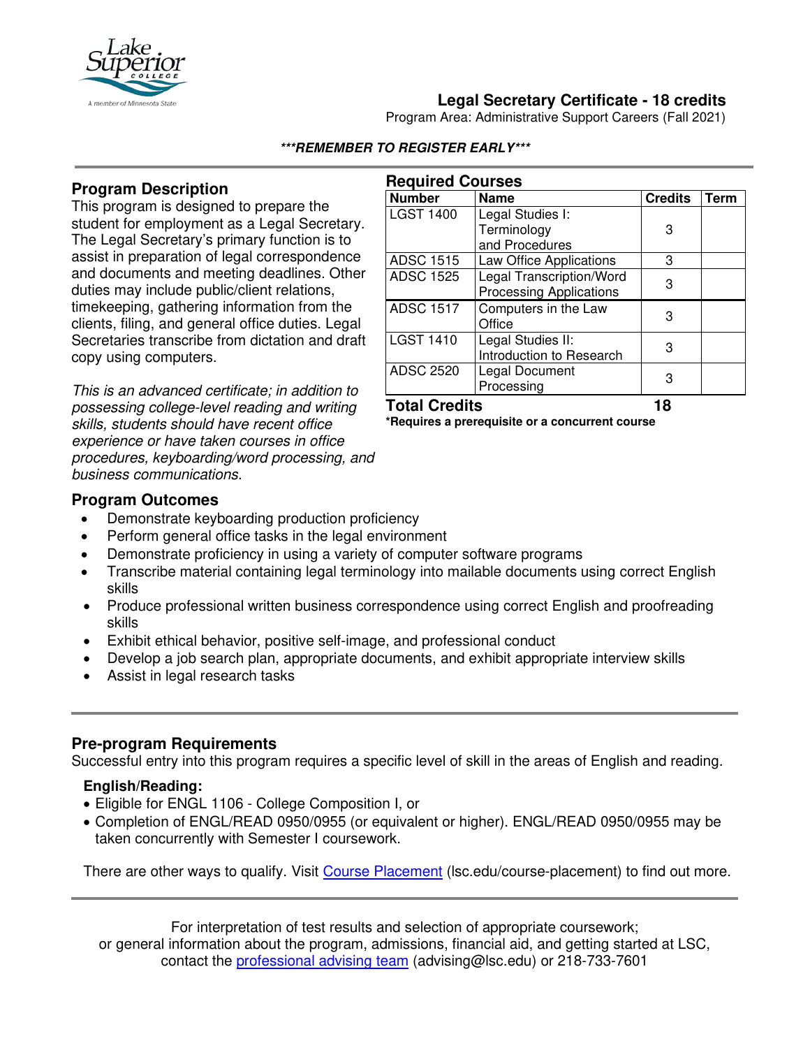# Legal Secretary Certificate - 18 credits

Program Area: Administrative Support Careers (Fall 2021)

***REMEMBER TO REGISTER EARLY***

## Program Description

This program is designed to prepare the student for employment as a Legal Secretary. The Legal Secretary's primary function is to assist in preparation of legal correspondence and documents and meeting deadlines. Other duties may include public/client relations, timekeeping, gathering information from the clients, filing, and general office duties. Legal Secretaries transcribe from dictation and draft copy using computers.

*This is an advanced certificate; in addition to possessing college-level reading and writing skills, students should have recent office experience or have taken courses in office procedures, keyboarding/word processing, and business communications.*

## Required Courses

| Number | Name | Credits | Term |
|---|---|---|---|
| LGST 1400 | Legal Studies I: Terminology and Procedures | 3 | |
| ADSC 1515 | Law Office Applications | 3 | |
| ADSC 1525 | Legal Transcription/Word Processing Applications | 3 | |
| ADSC 1517 | Computers in the Law Office | 3 | |
| LGST 1410 | Legal Studies II: Introduction to Research | 3 | |
| ADSC 2520 | Legal Document Processing | 3 | |
| **Total Credits** | | **18** | |

***Requires a prerequisite or a concurrent course**

## Program Outcomes

- Demonstrate keyboarding production proficiency
- Perform general office tasks in the legal environment
- Demonstrate proficiency in using a variety of computer software programs
- Transcribe material containing legal terminology into mailable documents using correct English skills
- Produce professional written business correspondence using correct English and proofreading skills
- Exhibit ethical behavior, positive self-image, and professional conduct
- Develop a job search plan, appropriate documents, and exhibit appropriate interview skills
- Assist in legal research tasks

## Pre-program Requirements

Successful entry into this program requires a specific level of skill in the areas of English and reading.

**English/Reading:**

- Eligible for ENGL 1106 - College Composition I, or
- Completion of ENGL/READ 0950/0955 (or equivalent or higher). ENGL/READ 0950/0955 may be taken concurrently with Semester I coursework.

There are other ways to qualify. Visit Course Placement (lsc.edu/course-placement) to find out more.

For interpretation of test results and selection of appropriate coursework; or general information about the program, admissions, financial aid, and getting started at LSC, contact the professional advising team (advising@lsc.edu) or 218-733-7601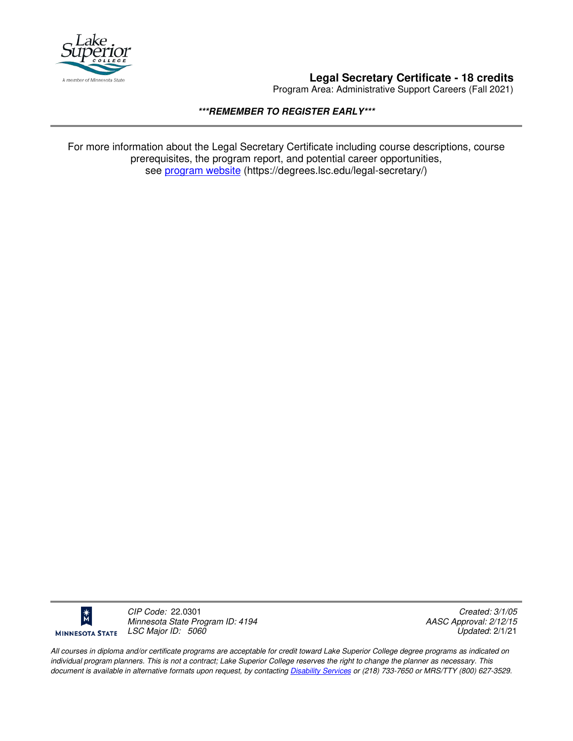## Legal Secretary Certificate - 18 credits

Program Area: Administrative Support Careers (Fall 2021)

***REMEMBER TO REGISTER EARLY***

For more information about the Legal Secretary Certificate including course descriptions, course prerequisites, the program report, and potential career opportunities, see [program website](https://degrees.lsc.edu/legal-secretary/) (https://degrees.lsc.edu/legal-secretary/)

*CIP Code:* 22.0301
*Minnesota State Program ID: 4194*
*LSC Major ID: 5060*

*Created: 3/1/05*
*AASC Approval: 2/12/15*
*Updated*: 2/1/21

*All courses in diploma and/or certificate programs are acceptable for credit toward Lake Superior College degree programs as indicated on individual program planners. This is not a contract; Lake Superior College reserves the right to change the planner as necessary. This document is available in alternative formats upon request, by contacting [Disability Services](#) or (218) 733-7650 or MRS/TTY (800) 627-3529.*